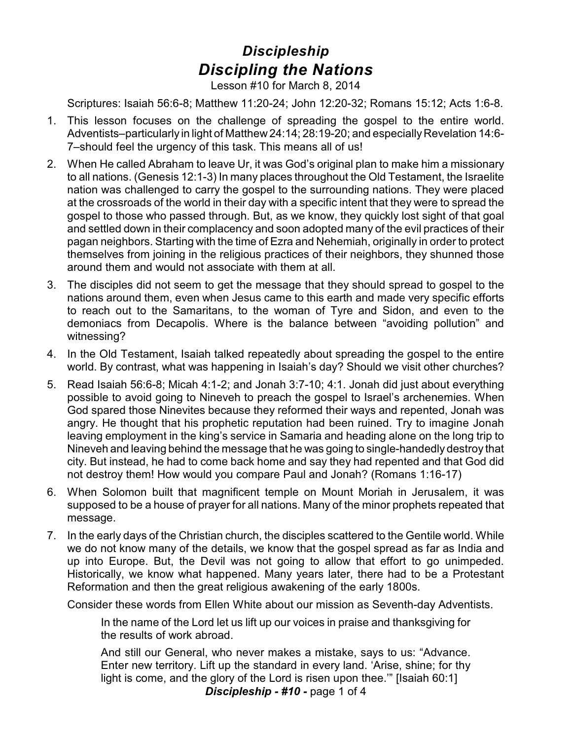## *Discipleship*

# *Discipling the Nations*

Lesson #10 for March 8, 2014

Scriptures: Isaiah 56:6-8; Matthew 11:20-24; John 12:20-32; Romans 15:12; Acts 1:6-8.

1. This lesson focuses on the challenge of spreading the gospel to the entire world. Adventists–particularly in light of Matthew 24:14; 28:19-20; and especially Revelation 14:6-7–should feel the urgency of this task. This means all of us!
2. When He called Abraham to leave Ur, it was God's original plan to make him a missionary to all nations. (Genesis 12:1-3) In many places throughout the Old Testament, the Israelite nation was challenged to carry the gospel to the surrounding nations. They were placed at the crossroads of the world in their day with a specific intent that they were to spread the gospel to those who passed through. But, as we know, they quickly lost sight of that goal and settled down in their complacency and soon adopted many of the evil practices of their pagan neighbors. Starting with the time of Ezra and Nehemiah, originally in order to protect themselves from joining in the religious practices of their neighbors, they shunned those around them and would not associate with them at all.
3. The disciples did not seem to get the message that they should spread to gospel to the nations around them, even when Jesus came to this earth and made very specific efforts to reach out to the Samaritans, to the woman of Tyre and Sidon, and even to the demoniacs from Decapolis. Where is the balance between "avoiding pollution" and witnessing?
4. In the Old Testament, Isaiah talked repeatedly about spreading the gospel to the entire world. By contrast, what was happening in Isaiah's day? Should we visit other churches?
5. Read Isaiah 56:6-8; Micah 4:1-2; and Jonah 3:7-10; 4:1. Jonah did just about everything possible to avoid going to Nineveh to preach the gospel to Israel's archenemies. When God spared those Ninevites because they reformed their ways and repented, Jonah was angry. He thought that his prophetic reputation had been ruined. Try to imagine Jonah leaving employment in the king's service in Samaria and heading alone on the long trip to Nineveh and leaving behind the message that he was going to single-handedly destroy that city. But instead, he had to come back home and say they had repented and that God did not destroy them! How would you compare Paul and Jonah? (Romans 1:16-17)
6. When Solomon built that magnificent temple on Mount Moriah in Jerusalem, it was supposed to be a house of prayer for all nations. Many of the minor prophets repeated that message.
7. In the early days of the Christian church, the disciples scattered to the Gentile world. While we do not know many of the details, we know that the gospel spread as far as India and up into Europe. But, the Devil was not going to allow that effort to go unimpeded. Historically, we know what happened. Many years later, there had to be a Protestant Reformation and then the great religious awakening of the early 1800s.

Consider these words from Ellen White about our mission as Seventh-day Adventists.

> In the name of the Lord let us lift up our voices in praise and thanksgiving for the results of work abroad.
>
> And still our General, who never makes a mistake, says to us: "Advance. Enter new territory. Lift up the standard in every land. 'Arise, shine; for thy light is come, and the glory of the Lord is risen upon thee.'" [Isaiah 60:1]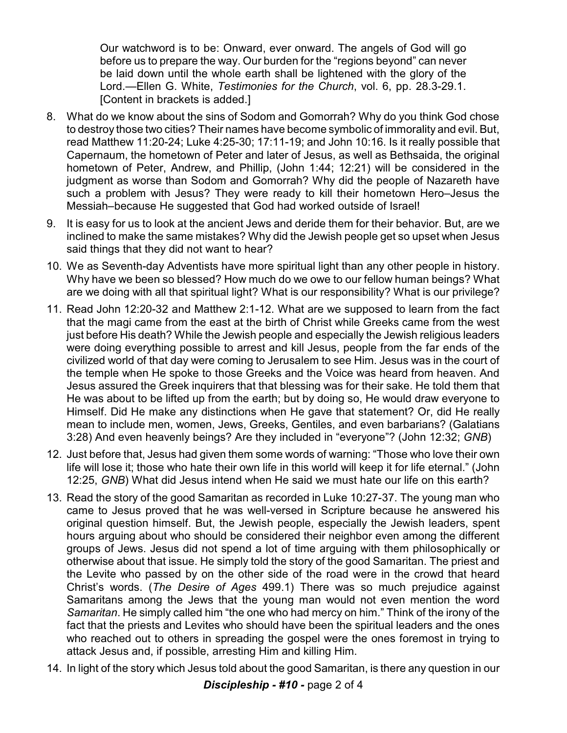> Our watchword is to be: Onward, ever onward. The angels of God will go before us to prepare the way. Our burden for the "regions beyond" can never be laid down until the whole earth shall be lightened with the glory of the Lord.—Ellen G. White, *Testimonies for the Church*, vol. 6, pp. 28.3-29.1. [Content in brackets is added.]

8. What do we know about the sins of Sodom and Gomorrah? Why do you think God chose to destroy those two cities? Their names have become symbolic of immorality and evil. But, read Matthew 11:20-24; Luke 4:25-30; 17:11-19; and John 10:16. Is it really possible that Capernaum, the hometown of Peter and later of Jesus, as well as Bethsaida, the original hometown of Peter, Andrew, and Phillip, (John 1:44; 12:21) will be considered in the judgment as worse than Sodom and Gomorrah? Why did the people of Nazareth have such a problem with Jesus? They were ready to kill their hometown Hero–Jesus the Messiah–because He suggested that God had worked outside of Israel!
9. It is easy for us to look at the ancient Jews and deride them for their behavior. But, are we inclined to make the same mistakes? Why did the Jewish people get so upset when Jesus said things that they did not want to hear?
10. We as Seventh-day Adventists have more spiritual light than any other people in history. Why have we been so blessed? How much do we owe to our fellow human beings? What are we doing with all that spiritual light? What is our responsibility? What is our privilege?
11. Read John 12:20-32 and Matthew 2:1-12. What are we supposed to learn from the fact that the magi came from the east at the birth of Christ while Greeks came from the west just before His death? While the Jewish people and especially the Jewish religious leaders were doing everything possible to arrest and kill Jesus, people from the far ends of the civilized world of that day were coming to Jerusalem to see Him. Jesus was in the court of the temple when He spoke to those Greeks and the Voice was heard from heaven. And Jesus assured the Greek inquirers that that blessing was for their sake. He told them that He was about to be lifted up from the earth; but by doing so, He would draw everyone to Himself. Did He make any distinctions when He gave that statement? Or, did He really mean to include men, women, Jews, Greeks, Gentiles, and even barbarians? (Galatians 3:28) And even heavenly beings? Are they included in "everyone"? (John 12:32; *GNB*)
12. Just before that, Jesus had given them some words of warning: "Those who love their own life will lose it; those who hate their own life in this world will keep it for life eternal." (John 12:25, *GNB*) What did Jesus intend when He said we must hate our life on this earth?
13. Read the story of the good Samaritan as recorded in Luke 10:27-37. The young man who came to Jesus proved that he was well-versed in Scripture because he answered his original question himself. But, the Jewish people, especially the Jewish leaders, spent hours arguing about who should be considered their neighbor even among the different groups of Jews. Jesus did not spend a lot of time arguing with them philosophically or otherwise about that issue. He simply told the story of the good Samaritan. The priest and the Levite who passed by on the other side of the road were in the crowd that heard Christ's words. (*The Desire of Ages* 499.1) There was so much prejudice against Samaritans among the Jews that the young man would not even mention the word *Samaritan*. He simply called him "the one who had mercy on him." Think of the irony of the fact that the priests and Levites who should have been the spiritual leaders and the ones who reached out to others in spreading the gospel were the ones foremost in trying to attack Jesus and, if possible, arresting Him and killing Him.
14. In light of the story which Jesus told about the good Samaritan, is there any question in our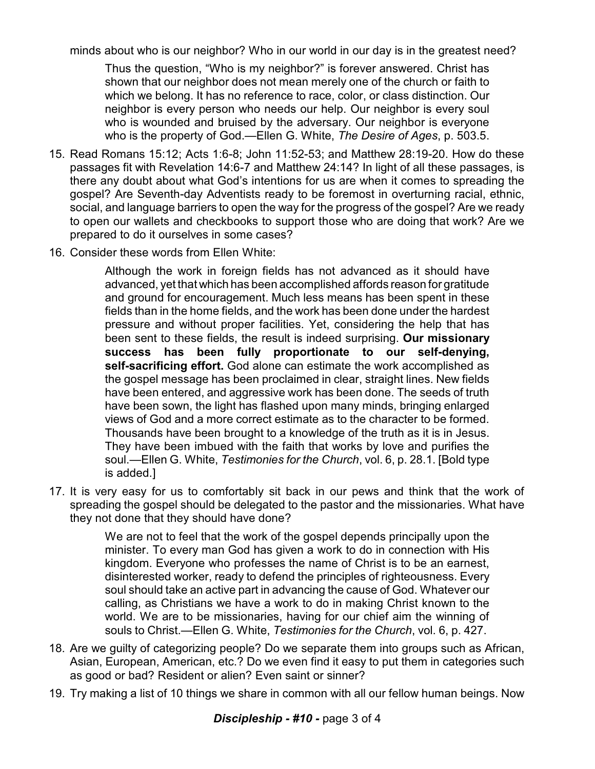minds about who is our neighbor? Who in our world in our day is in the greatest need?

> Thus the question, "Who is my neighbor?" is forever answered. Christ has shown that our neighbor does not mean merely one of the church or faith to which we belong. It has no reference to race, color, or class distinction. Our neighbor is every person who needs our help. Our neighbor is every soul who is wounded and bruised by the adversary. Our neighbor is everyone who is the property of God.—Ellen G. White, *The Desire of Ages*, p. 503.5.

15. Read Romans 15:12; Acts 1:6-8; John 11:52-53; and Matthew 28:19-20. How do these passages fit with Revelation 14:6-7 and Matthew 24:14? In light of all these passages, is there any doubt about what God's intentions for us are when it comes to spreading the gospel? Are Seventh-day Adventists ready to be foremost in overturning racial, ethnic, social, and language barriers to open the way for the progress of the gospel? Are we ready to open our wallets and checkbooks to support those who are doing that work? Are we prepared to do it ourselves in some cases?

16. Consider these words from Ellen White:

> Although the work in foreign fields has not advanced as it should have advanced, yet that which has been accomplished affords reason for gratitude and ground for encouragement. Much less means has been spent in these fields than in the home fields, and the work has been done under the hardest pressure and without proper facilities. Yet, considering the help that has been sent to these fields, the result is indeed surprising. **Our missionary success has been fully proportionate to our self-denying, self-sacrificing effort.** God alone can estimate the work accomplished as the gospel message has been proclaimed in clear, straight lines. New fields have been entered, and aggressive work has been done. The seeds of truth have been sown, the light has flashed upon many minds, bringing enlarged views of God and a more correct estimate as to the character to be formed. Thousands have been brought to a knowledge of the truth as it is in Jesus. They have been imbued with the faith that works by love and purifies the soul.—Ellen G. White, *Testimonies for the Church*, vol. 6, p. 28.1. [Bold type is added.]

17. It is very easy for us to comfortably sit back in our pews and think that the work of spreading the gospel should be delegated to the pastor and the missionaries. What have they not done that they should have done?

> We are not to feel that the work of the gospel depends principally upon the minister. To every man God has given a work to do in connection with His kingdom. Everyone who professes the name of Christ is to be an earnest, disinterested worker, ready to defend the principles of righteousness. Every soul should take an active part in advancing the cause of God. Whatever our calling, as Christians we have a work to do in making Christ known to the world. We are to be missionaries, having for our chief aim the winning of souls to Christ.—Ellen G. White, *Testimonies for the Church*, vol. 6, p. 427.

18. Are we guilty of categorizing people? Do we separate them into groups such as African, Asian, European, American, etc.? Do we even find it easy to put them in categories such as good or bad? Resident or alien? Even saint or sinner?

19. Try making a list of 10 things we share in common with all our fellow human beings. Now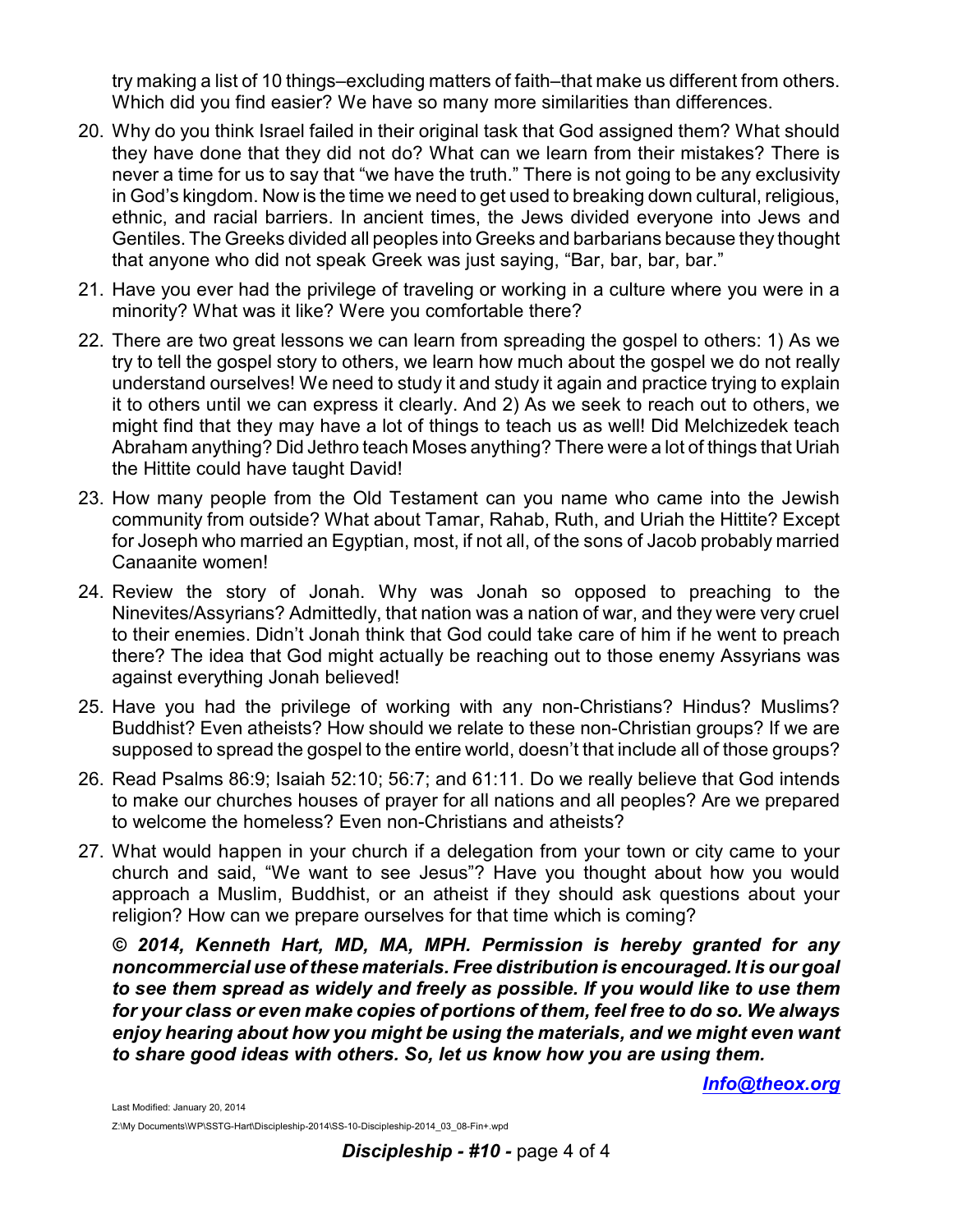try making a list of 10 things–excluding matters of faith–that make us different from others. Which did you find easier? We have so many more similarities than differences.

20. Why do you think Israel failed in their original task that God assigned them? What should they have done that they did not do? What can we learn from their mistakes? There is never a time for us to say that "we have the truth." There is not going to be any exclusivity in God's kingdom. Now is the time we need to get used to breaking down cultural, religious, ethnic, and racial barriers. In ancient times, the Jews divided everyone into Jews and Gentiles. The Greeks divided all peoples into Greeks and barbarians because they thought that anyone who did not speak Greek was just saying, "Bar, bar, bar, bar."
21. Have you ever had the privilege of traveling or working in a culture where you were in a minority? What was it like? Were you comfortable there?
22. There are two great lessons we can learn from spreading the gospel to others: 1) As we try to tell the gospel story to others, we learn how much about the gospel we do not really understand ourselves! We need to study it and study it again and practice trying to explain it to others until we can express it clearly. And 2) As we seek to reach out to others, we might find that they may have a lot of things to teach us as well! Did Melchizedek teach Abraham anything? Did Jethro teach Moses anything? There were a lot of things that Uriah the Hittite could have taught David!
23. How many people from the Old Testament can you name who came into the Jewish community from outside? What about Tamar, Rahab, Ruth, and Uriah the Hittite? Except for Joseph who married an Egyptian, most, if not all, of the sons of Jacob probably married Canaanite women!
24. Review the story of Jonah. Why was Jonah so opposed to preaching to the Ninevites/Assyrians? Admittedly, that nation was a nation of war, and they were very cruel to their enemies. Didn't Jonah think that God could take care of him if he went to preach there? The idea that God might actually be reaching out to those enemy Assyrians was against everything Jonah believed!
25. Have you had the privilege of working with any non-Christians? Hindus? Muslims? Buddhist? Even atheists? How should we relate to these non-Christian groups? If we are supposed to spread the gospel to the entire world, doesn't that include all of those groups?
26. Read Psalms 86:9; Isaiah 52:10; 56:7; and 61:11. Do we really believe that God intends to make our churches houses of prayer for all nations and all peoples? Are we prepared to welcome the homeless? Even non-Christians and atheists?
27. What would happen in your church if a delegation from your town or city came to your church and said, "We want to see Jesus"? Have you thought about how you would approach a Muslim, Buddhist, or an atheist if they should ask questions about your religion? How can we prepare ourselves for that time which is coming?

***© 2014, Kenneth Hart, MD, MA, MPH. Permission is hereby granted for any noncommercial use of these materials. Free distribution is encouraged. It is our goal to see them spread as widely and freely as possible. If you would like to use them for your class or even make copies of portions of them, feel free to do so. We always enjoy hearing about how you might be using the materials, and we might even want to share good ideas with others. So, let us know how you are using them.***

***Info@theox.org***

Last Modified: January 20, 2014

Z:\My Documents\WP\SSTG-Hart\Discipleship-2014\SS-10-Discipleship-2014_03_08-Fin+.wpd